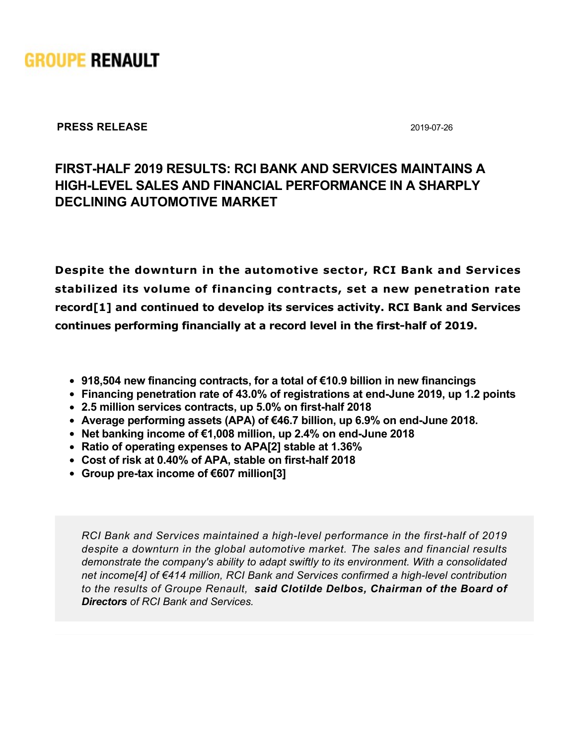GROUPE RENAULT

**PRESS RELEASE** 2019-07-26

# FIRST-HALF 2019 RESULTS: RCI BANK AND SERVICES MAINTAINS A HIGH-LEVEL SALES AND FINANCIAL PERFORMANCE IN A SHARPLY DECLINING AUTOMOTIVE MARKET

**Despite the downturn in the automotive sector, RCI Bank and Services stabilized its volume of financing contracts, set a new penetration rate record[1] and continued to develop its services activity. RCI Bank and Services continues performing financially at a record level in the first-half of 2019.**

- **918,504 new financing contracts, for a total of €10.9 billion in new financings**
- **Financing penetration rate of 43.0% of registrations at end-June 2019, up 1.2 points**
- **2.5 million services contracts, up 5.0% on first-half 2018**
- **Average performing assets (APA) of €46.7 billion, up 6.9% on end-June 2018.**
- **Net banking income of €1,008 million, up 2.4% on end-June 2018**
- **Ratio of operating expenses to APA[2] stable at 1.36%**
- **Cost of risk at 0.40% of APA, stable on first-half 2018**
- **Group pre-tax income of €607 million[3]**

*RCI Bank and Services maintained a high-level performance in the first-half of 2019 despite a downturn in the global automotive market. The sales and financial results demonstrate the company's ability to adapt swiftly to its environment. With a consolidated net income[4] of €414 million, RCI Bank and Services confirmed a high-level contribution to the results of Groupe Renault,* ***said Clotilde Delbos, Chairman of the Board of Directors*** *of RCI Bank and Services.*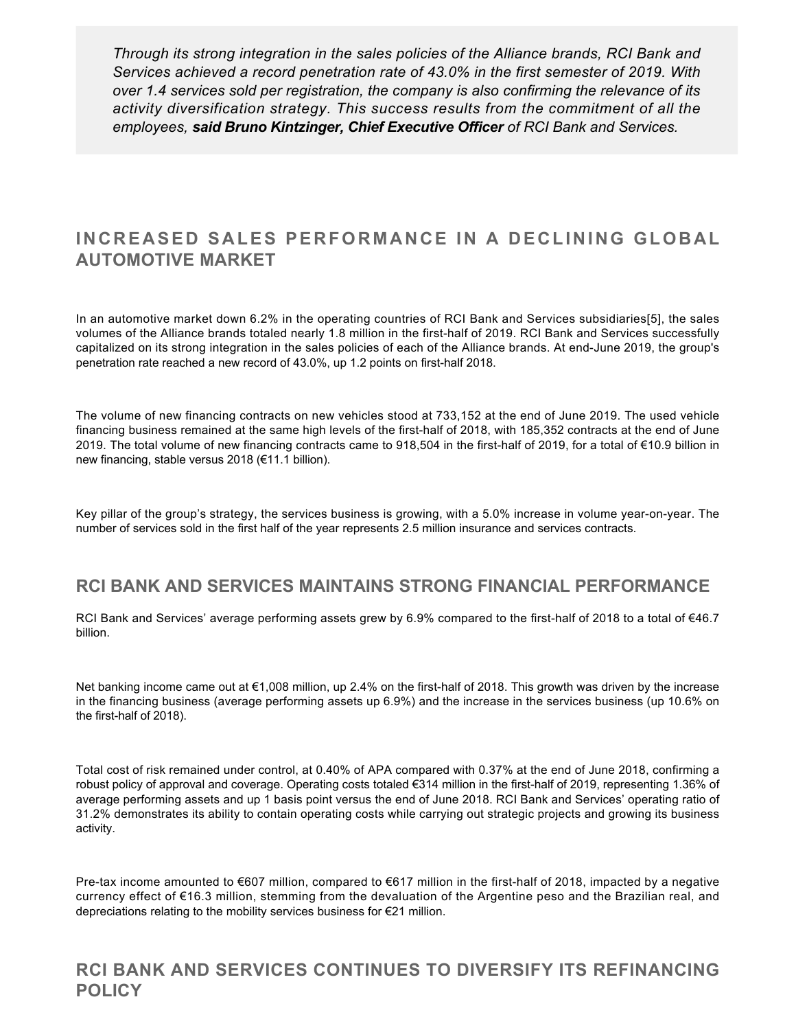*Through its strong integration in the sales policies of the Alliance brands, RCI Bank and Services achieved a record penetration rate of 43.0% in the first semester of 2019. With over 1.4 services sold per registration, the company is also confirming the relevance of its activity diversification strategy. This success results from the commitment of all the employees, **said Bruno Kintzinger, Chief Executive Officer** of RCI Bank and Services.*

## INCREASED SALES PERFORMANCE IN A DECLINING GLOBAL AUTOMOTIVE MARKET

In an automotive market down 6.2% in the operating countries of RCI Bank and Services subsidiaries[5], the sales volumes of the Alliance brands totaled nearly 1.8 million in the first-half of 2019. RCI Bank and Services successfully capitalized on its strong integration in the sales policies of each of the Alliance brands. At end-June 2019, the group's penetration rate reached a new record of 43.0%, up 1.2 points on first-half 2018.

The volume of new financing contracts on new vehicles stood at 733,152 at the end of June 2019. The used vehicle financing business remained at the same high levels of the first-half of 2018, with 185,352 contracts at the end of June 2019. The total volume of new financing contracts came to 918,504 in the first-half of 2019, for a total of €10.9 billion in new financing, stable versus 2018 (€11.1 billion).

Key pillar of the group's strategy, the services business is growing, with a 5.0% increase in volume year-on-year. The number of services sold in the first half of the year represents 2.5 million insurance and services contracts.

## RCI BANK AND SERVICES MAINTAINS STRONG FINANCIAL PERFORMANCE

RCI Bank and Services' average performing assets grew by 6.9% compared to the first-half of 2018 to a total of €46.7 billion.

Net banking income came out at €1,008 million, up 2.4% on the first-half of 2018. This growth was driven by the increase in the financing business (average performing assets up 6.9%) and the increase in the services business (up 10.6% on the first-half of 2018).

Total cost of risk remained under control, at 0.40% of APA compared with 0.37% at the end of June 2018, confirming a robust policy of approval and coverage. Operating costs totaled €314 million in the first-half of 2019, representing 1.36% of average performing assets and up 1 basis point versus the end of June 2018. RCI Bank and Services' operating ratio of 31.2% demonstrates its ability to contain operating costs while carrying out strategic projects and growing its business activity.

Pre-tax income amounted to €607 million, compared to €617 million in the first-half of 2018, impacted by a negative currency effect of €16.3 million, stemming from the devaluation of the Argentine peso and the Brazilian real, and depreciations relating to the mobility services business for €21 million.

## RCI BANK AND SERVICES CONTINUES TO DIVERSIFY ITS REFINANCING POLICY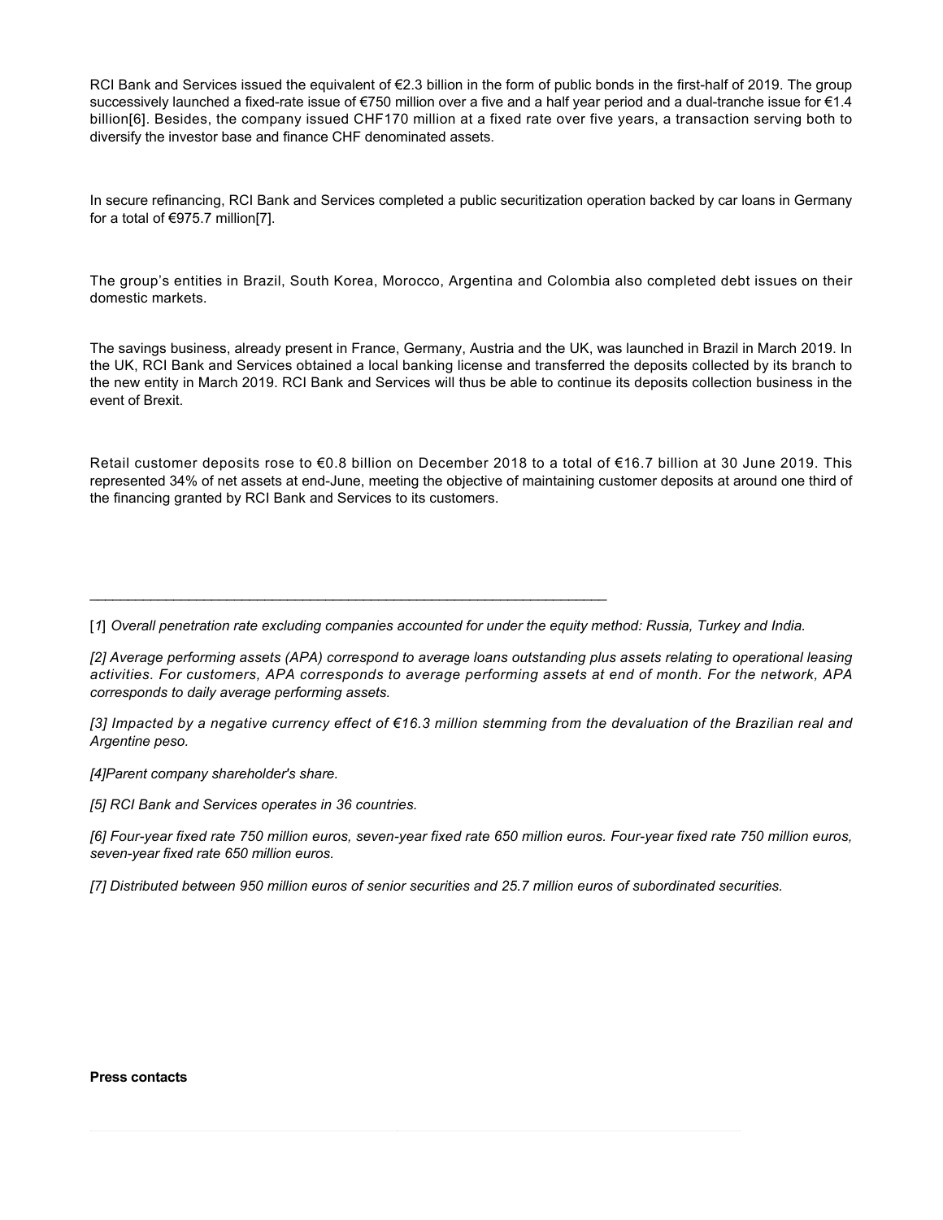RCI Bank and Services issued the equivalent of €2.3 billion in the form of public bonds in the first-half of 2019. The group successively launched a fixed-rate issue of €750 million over a five and a half year period and a dual-tranche issue for €1.4 billion[6]. Besides, the company issued CHF170 million at a fixed rate over five years, a transaction serving both to diversify the investor base and finance CHF denominated assets.

In secure refinancing, RCI Bank and Services completed a public securitization operation backed by car loans in Germany for a total of €975.7 million[7].

The group's entities in Brazil, South Korea, Morocco, Argentina and Colombia also completed debt issues on their domestic markets.

The savings business, already present in France, Germany, Austria and the UK, was launched in Brazil in March 2019. In the UK, RCI Bank and Services obtained a local banking license and transferred the deposits collected by its branch to the new entity in March 2019. RCI Bank and Services will thus be able to continue its deposits collection business in the event of Brexit.

Retail customer deposits rose to €0.8 billion on December 2018 to a total of €16.7 billion at 30 June 2019. This represented 34% of net assets at end-June, meeting the objective of maintaining customer deposits at around one third of the financing granted by RCI Bank and Services to its customers.

---

[1] *Overall penetration rate excluding companies accounted for under the equity method: Russia, Turkey and India.*

*[2] Average performing assets (APA) correspond to average loans outstanding plus assets relating to operational leasing activities. For customers, APA corresponds to average performing assets at end of month. For the network, APA corresponds to daily average performing assets.*

*[3] Impacted by a negative currency effect of €16.3 million stemming from the devaluation of the Brazilian real and Argentine peso.*

*[4]Parent company shareholder's share.*

*[5] RCI Bank and Services operates in 36 countries.*

*[6] Four-year fixed rate 750 million euros, seven-year fixed rate 650 million euros. Four-year fixed rate 750 million euros, seven-year fixed rate 650 million euros.*

*[7] Distributed between 950 million euros of senior securities and 25.7 million euros of subordinated securities.*

**Press contacts**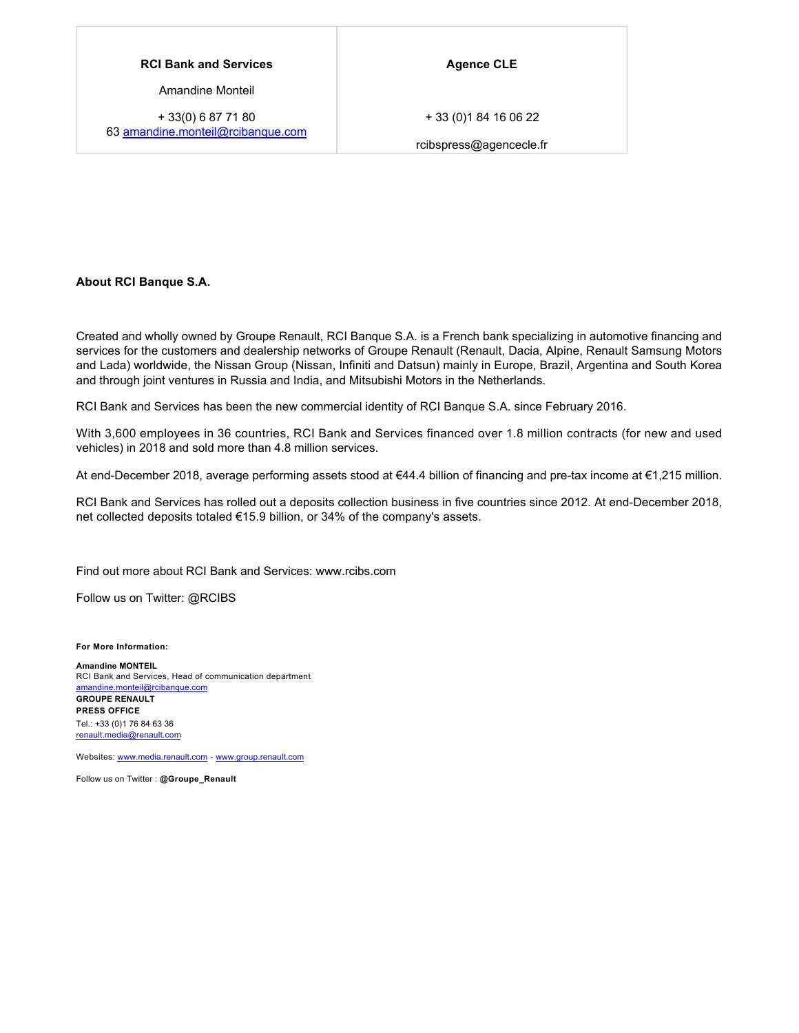| RCI Bank and Services | Agence CLE |
| --- | --- |
| Amandine Monteil<br>+ 33(0) 6 87 71 80<br>63 amandine.monteil@rcibanque.com | + 33 (0)1 84 16 06 22<br>rcibspress@agencecle.fr |

**About RCI Banque S.A.**

Created and wholly owned by Groupe Renault, RCI Banque S.A. is a French bank specializing in automotive financing and services for the customers and dealership networks of Groupe Renault (Renault, Dacia, Alpine, Renault Samsung Motors and Lada) worldwide, the Nissan Group (Nissan, Infiniti and Datsun) mainly in Europe, Brazil, Argentina and South Korea and through joint ventures in Russia and India, and Mitsubishi Motors in the Netherlands.

RCI Bank and Services has been the new commercial identity of RCI Banque S.A. since February 2016.

With 3,600 employees in 36 countries, RCI Bank and Services financed over 1.8 million contracts (for new and used vehicles) in 2018 and sold more than 4.8 million services.

At end-December 2018, average performing assets stood at €44.4 billion of financing and pre-tax income at €1,215 million.

RCI Bank and Services has rolled out a deposits collection business in five countries since 2012. At end-December 2018, net collected deposits totaled €15.9 billion, or 34% of the company's assets.

Find out more about RCI Bank and Services: www.rcibs.com

Follow us on Twitter: @RCIBS

**For More Information:**

**Amandine MONTEIL**
RCI Bank and Services, Head of communication department
amandine.monteil@rcibanque.com
**GROUPE RENAULT**
**PRESS OFFICE**
Tel.: +33 (0)1 76 84 63 36
renault.media@renault.com

Websites: www.media.renault.com - www.group.renault.com

Follow us on Twitter : **@Groupe_Renault**